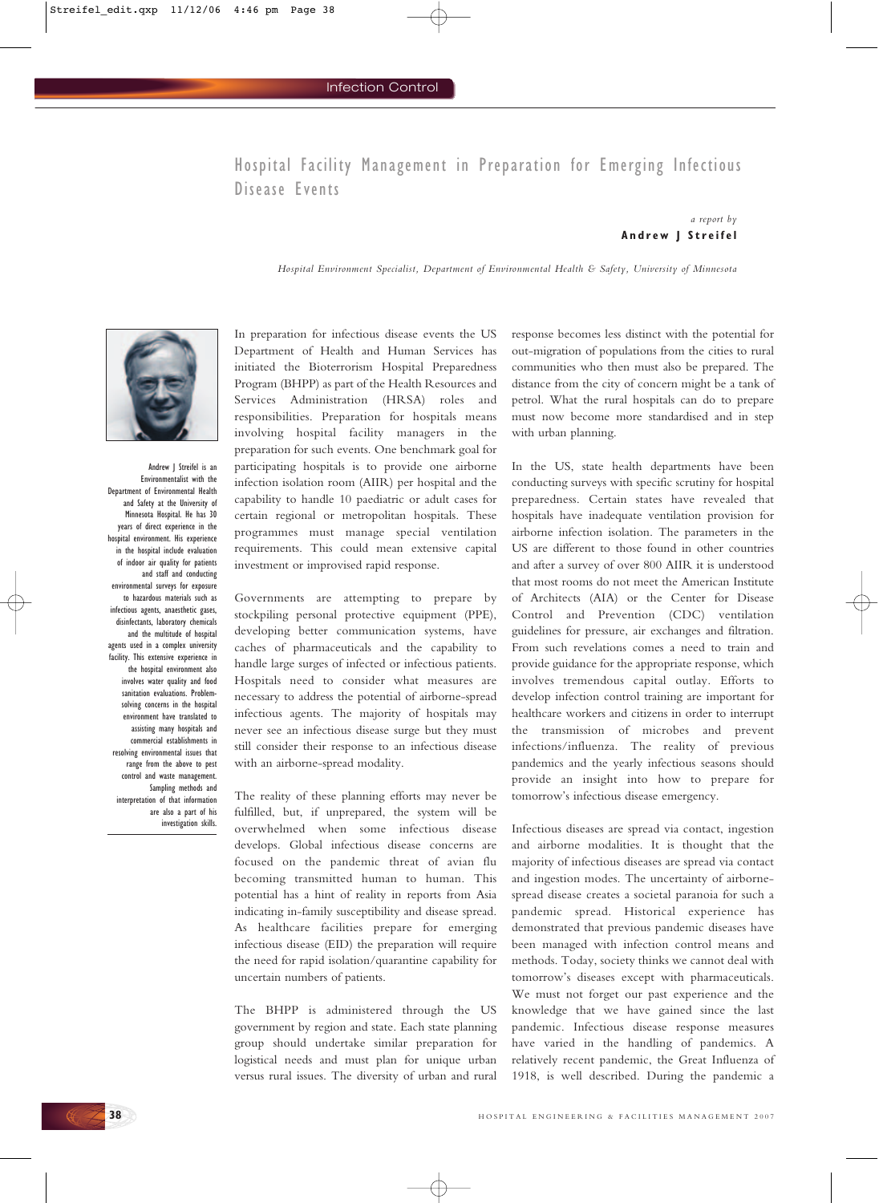# Hospital Facility Management in Preparation for Emerging Infectious Disease Events

*a report by*

**Andrew J Streifel**

*Hospital Environment Specialist, Department of Environmental Health & Safety, University of Minnesota*

Andrew J Streifel is an Environmentalist with the Department of Environmental Health and Safety at the University of Minnesota Hospital. He has 30 years of direct experience in the hospital environment. His experience in the hospital include evaluation of indoor air quality for patients and staff and conducting environmental surveys for exposure to hazardous materials such as infectious agents, anaesthetic gases, disinfectants, laboratory chemicals and the multitude of hospital agents used in a complex university facility. This extensive experience in the hospital environment also involves water quality and food sanitation evaluations. Problem-solving concerns in the hospital environment have translated to assisting many hospitals and commercial establishments in resolving environmental issues that range from the above to pest control and waste management. Sampling methods and interpretation of that information are also a part of his investigation skills.

In preparation for infectious disease events the US Department of Health and Human Services has initiated the Bioterrorism Hospital Preparedness Program (BHPP) as part of the Health Resources and Services Administration (HRSA) roles and responsibilities. Preparation for hospitals means involving hospital facility managers in the preparation for such events. One benchmark goal for participating hospitals is to provide one airborne infection isolation room (AIIR) per hospital and the capability to handle 10 paediatric or adult cases for certain regional or metropolitan hospitals. These programmes must manage special ventilation requirements. This could mean extensive capital investment or improvised rapid response.

Governments are attempting to prepare by stockpiling personal protective equipment (PPE), developing better communication systems, have caches of pharmaceuticals and the capability to handle large surges of infected or infectious patients. Hospitals need to consider what measures are necessary to address the potential of airborne-spread infectious agents. The majority of hospitals may never see an infectious disease surge but they must still consider their response to an infectious disease with an airborne-spread modality.

The reality of these planning efforts may never be fulfilled, but, if unprepared, the system will be overwhelmed when some infectious disease develops. Global infectious disease concerns are focused on the pandemic threat of avian flu becoming transmitted human to human. This potential has a hint of reality in reports from Asia indicating in-family susceptibility and disease spread. As healthcare facilities prepare for emerging infectious disease (EID) the preparation will require the need for rapid isolation/quarantine capability for uncertain numbers of patients.

The BHPP is administered through the US government by region and state. Each state planning group should undertake similar preparation for logistical needs and must plan for unique urban versus rural issues. The diversity of urban and rural response becomes less distinct with the potential for out-migration of populations from the cities to rural communities who then must also be prepared. The distance from the city of concern might be a tank of petrol. What the rural hospitals can do to prepare must now become more standardised and in step with urban planning.

In the US, state health departments have been conducting surveys with specific scrutiny for hospital preparedness. Certain states have revealed that hospitals have inadequate ventilation provision for airborne infection isolation. The parameters in the US are different to those found in other countries and after a survey of over 800 AIIR it is understood that most rooms do not meet the American Institute of Architects (AIA) or the Center for Disease Control and Prevention (CDC) ventilation guidelines for pressure, air exchanges and filtration. From such revelations comes a need to train and provide guidance for the appropriate response, which involves tremendous capital outlay. Efforts to develop infection control training are important for healthcare workers and citizens in order to interrupt the transmission of microbes and prevent infections/influenza. The reality of previous pandemics and the yearly infectious seasons should provide an insight into how to prepare for tomorrow's infectious disease emergency.

Infectious diseases are spread via contact, ingestion and airborne modalities. It is thought that the majority of infectious diseases are spread via contact and ingestion modes. The uncertainty of airborne-spread disease creates a societal paranoia for such a pandemic spread. Historical experience has demonstrated that previous pandemic diseases have been managed with infection control means and methods. Today, society thinks we cannot deal with tomorrow's diseases except with pharmaceuticals. We must not forget our past experience and the knowledge that we have gained since the last pandemic. Infectious disease response measures have varied in the handling of pandemics. A relatively recent pandemic, the Great Influenza of 1918, is well described. During the pandemic a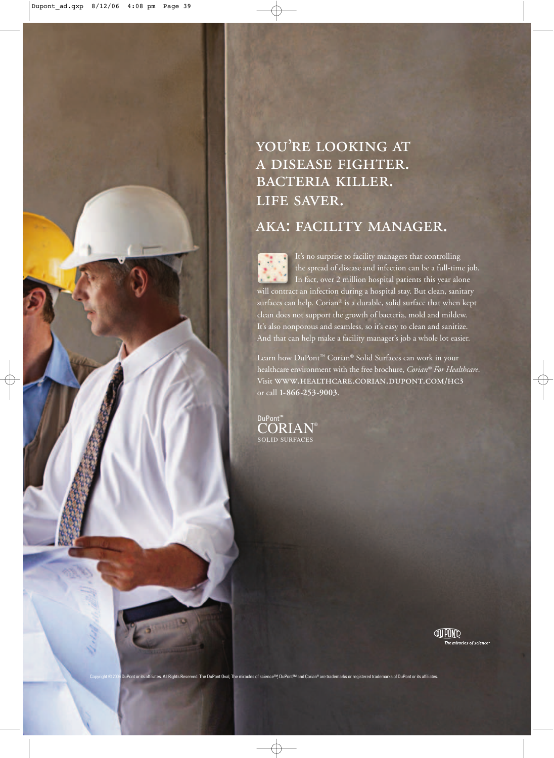# YOU'RE LOOKING AT A DISEASE FIGHTER. BACTERIA KILLER. LIFE SAVER.

## AKA: FACILITY MANAGER.

It's no surprise to facility managers that controlling the spread of disease and infection can be a full-time job. In fact, over 2 million hospital patients this year alone will contract an infection during a hospital stay. But clean, sanitary surfaces can help. Corian® is a durable, solid surface that when kept clean does not support the growth of bacteria, mold and mildew. It's also nonporous and seamless, so it's easy to clean and sanitize. And that can help make a facility manager's job a whole lot easier.

Learn how DuPont™ Corian® Solid Surfaces can work in your healthcare environment with the free brochure, *Corian® For Healthcare*. Visit WWW.HEALTHCARE.CORIAN.DUPONT.COM/HC3 or call **1-866-253-9003**.

DuPont™
CORIAN®
SOLID SURFACES

DUPONT
*The miracles of science*™

Copyright © 2006 DuPont or its affiliates. All Rights Reserved. The DuPont Oval, The miracles of science™, DuPont™ and Corian® are trademarks or registered trademarks of DuPont or its affiliates.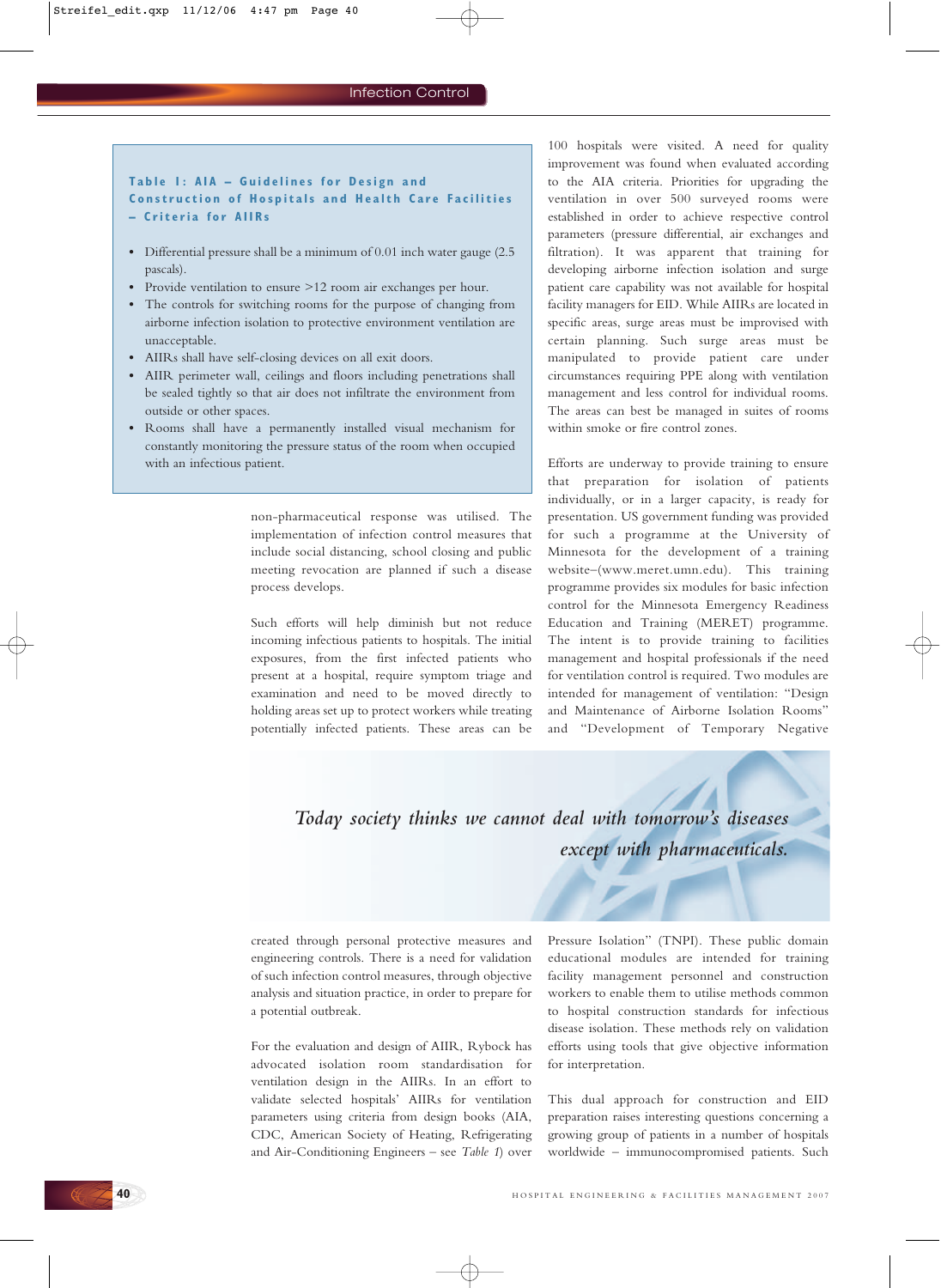**Table 1: AIA – Guidelines for Design and Construction of Hospitals and Health Care Facilities – Criteria for AIIRs**

- Differential pressure shall be a minimum of 0.01 inch water gauge (2.5 pascals).
- Provide ventilation to ensure >12 room air exchanges per hour.
- The controls for switching rooms for the purpose of changing from airborne infection isolation to protective environment ventilation are unacceptable.
- AIIRs shall have self-closing devices on all exit doors.
- AIIR perimeter wall, ceilings and floors including penetrations shall be sealed tightly so that air does not infiltrate the environment from outside or other spaces.
- Rooms shall have a permanently installed visual mechanism for constantly monitoring the pressure status of the room when occupied with an infectious patient.

non-pharmaceutical response was utilised. The implementation of infection control measures that include social distancing, school closing and public meeting revocation are planned if such a disease process develops.

Such efforts will help diminish but not reduce incoming infectious patients to hospitals. The initial exposures, from the first infected patients who present at a hospital, require symptom triage and examination and need to be moved directly to holding areas set up to protect workers while treating potentially infected patients. These areas can be created through personal protective measures and engineering controls. There is a need for validation of such infection control measures, through objective analysis and situation practice, in order to prepare for a potential outbreak.

For the evaluation and design of AIIR, Rybock has advocated isolation room standardisation for ventilation design in the AIIRs. In an effort to validate selected hospitals' AIIRs for ventilation parameters using criteria from design books (AIA, CDC, American Society of Heating, Refrigerating and Air-Conditioning Engineers – see *Table 1*) over 100 hospitals were visited. A need for quality improvement was found when evaluated according to the AIA criteria. Priorities for upgrading the ventilation in over 500 surveyed rooms were established in order to achieve respective control parameters (pressure differential, air exchanges and filtration). It was apparent that training for developing airborne infection isolation and surge patient care capability was not available for hospital facility managers for EID. While AIIRs are located in specific areas, surge areas must be improvised with certain planning. Such surge areas must be manipulated to provide patient care under circumstances requiring PPE along with ventilation management and less control for individual rooms. The areas can best be managed in suites of rooms within smoke or fire control zones.

*Today society thinks we cannot deal with tomorrow's diseases except with pharmaceuticals.*

Efforts are underway to provide training to ensure that preparation for isolation of patients individually, or in a larger capacity, is ready for presentation. US government funding was provided for such a programme at the University of Minnesota for the development of a training website–(www.meret.umn.edu). This training programme provides six modules for basic infection control for the Minnesota Emergency Readiness Education and Training (MERET) programme. The intent is to provide training to facilities management and hospital professionals if the need for ventilation control is required. Two modules are intended for management of ventilation: "Design and Maintenance of Airborne Isolation Rooms" and "Development of Temporary Negative Pressure Isolation" (TNPI). These public domain educational modules are intended for training facility management personnel and construction workers to enable them to utilise methods common to hospital construction standards for infectious disease isolation. These methods rely on validation efforts using tools that give objective information for interpretation.

This dual approach for construction and EID preparation raises interesting questions concerning a growing group of patients in a number of hospitals worldwide – immunocompromised patients. Such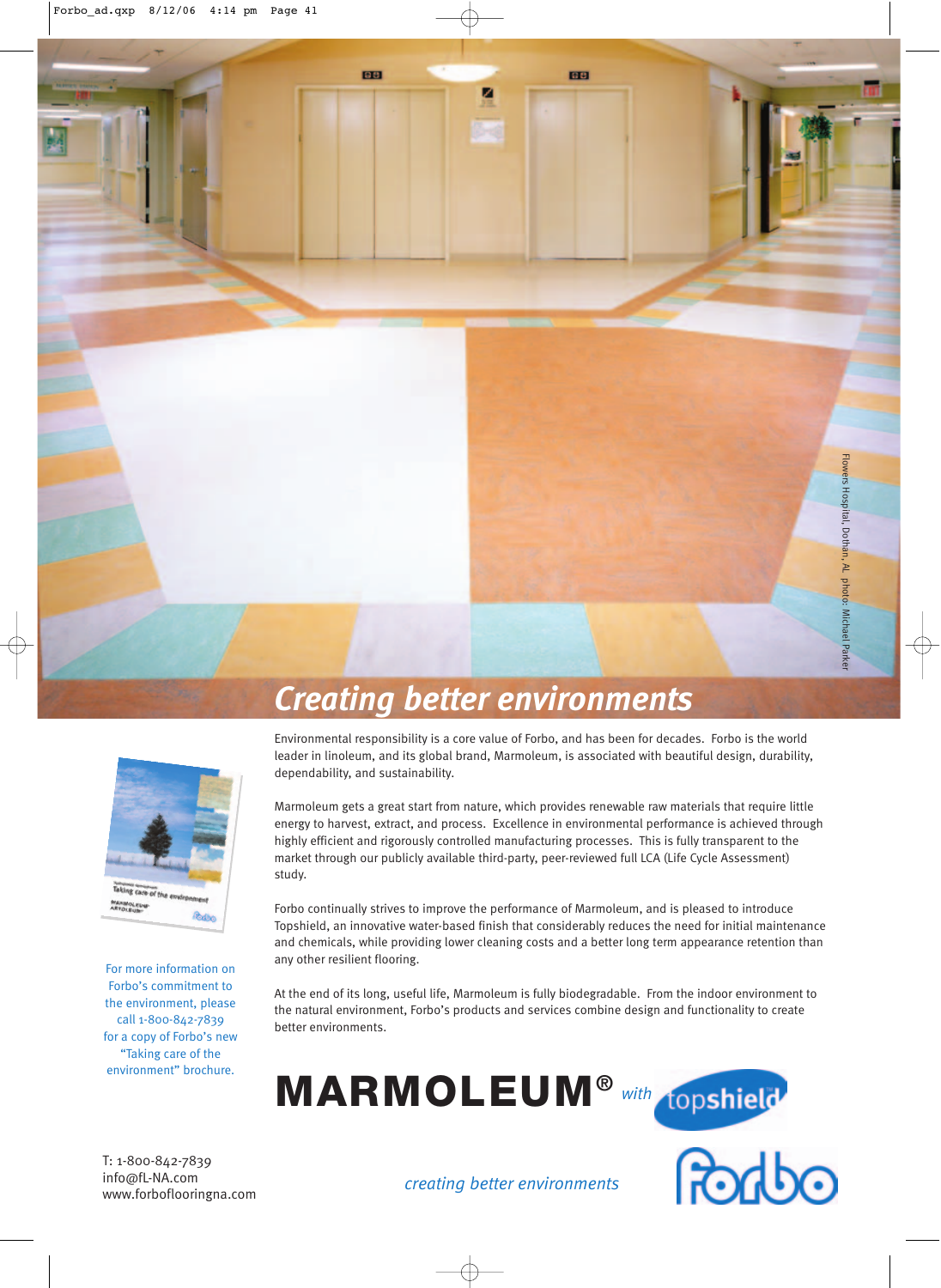# Creating better environments

Flowers Hospital, Dothan, AL photo: Michael Parker

Environmental responsibility is a core value of Forbo, and has been for decades. Forbo is the world leader in linoleum, and its global brand, Marmoleum, is associated with beautiful design, durability, dependability, and sustainability.

Marmoleum gets a great start from nature, which provides renewable raw materials that require little energy to harvest, extract, and process. Excellence in environmental performance is achieved through highly efficient and rigorously controlled manufacturing processes. This is fully transparent to the market through our publicly available third-party, peer-reviewed full LCA (Life Cycle Assessment) study.

Forbo continually strives to improve the performance of Marmoleum, and is pleased to introduce Topshield, an innovative water-based finish that considerably reduces the need for initial maintenance and chemicals, while providing lower cleaning costs and a better long term appearance retention than any other resilient flooring.

At the end of its long, useful life, Marmoleum is fully biodegradable. From the indoor environment to the natural environment, Forbo's products and services combine design and functionality to create better environments.

For more information on Forbo's commitment to the environment, please call 1-800-842-7839 for a copy of Forbo's new "Taking care of the environment" brochure.

**MARMOLEUM®** *with* topshield

T: 1-800-842-7839
info@fL-NA.com
www.forboflooringna.com

*creating better environments*

Forbo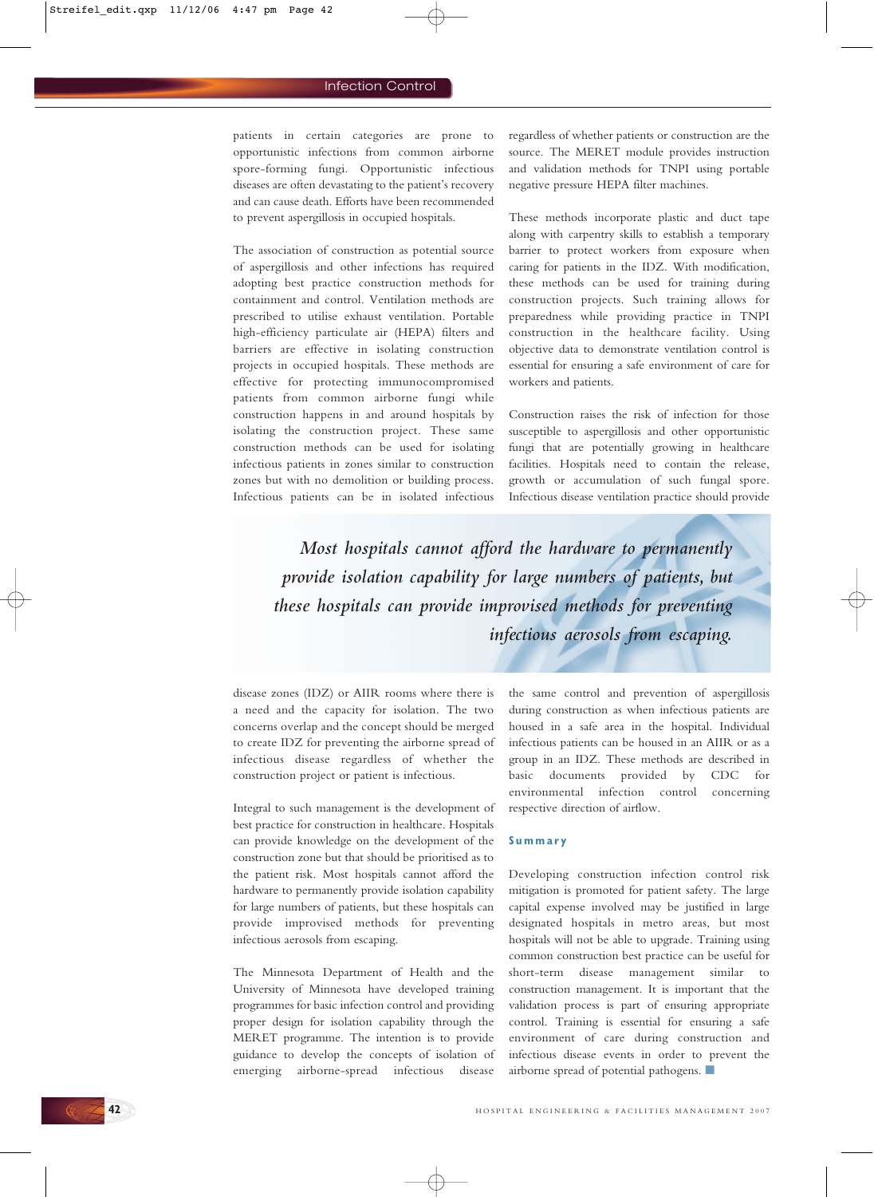patients in certain categories are prone to opportunistic infections from common airborne spore-forming fungi. Opportunistic infectious diseases are often devastating to the patient's recovery and can cause death. Efforts have been recommended to prevent aspergillosis in occupied hospitals.

The association of construction as potential source of aspergillosis and other infections has required adopting best practice construction methods for containment and control. Ventilation methods are prescribed to utilise exhaust ventilation. Portable high-efficiency particulate air (HEPA) filters and barriers are effective in isolating construction projects in occupied hospitals. These methods are effective for protecting immunocompromised patients from common airborne fungi while construction happens in and around hospitals by isolating the construction project. These same construction methods can be used for isolating infectious patients in zones similar to construction zones but with no demolition or building process. Infectious patients can be in isolated infectious disease zones (IDZ) or AIIR rooms where there is a need and the capacity for isolation. The two concerns overlap and the concept should be merged to create IDZ for preventing the airborne spread of infectious disease regardless of whether the construction project or patient is infectious.

Integral to such management is the development of best practice for construction in healthcare. Hospitals can provide knowledge on the development of the construction zone but that should be prioritised as to the patient risk. Most hospitals cannot afford the hardware to permanently provide isolation capability for large numbers of patients, but these hospitals can provide improvised methods for preventing infectious aerosols from escaping.

The Minnesota Department of Health and the University of Minnesota have developed training programmes for basic infection control and providing proper design for isolation capability through the MERET programme. The intention is to provide guidance to develop the concepts of isolation of emerging airborne-spread infectious disease regardless of whether patients or construction are the source. The MERET module provides instruction and validation methods for TNPI using portable negative pressure HEPA filter machines.

These methods incorporate plastic and duct tape along with carpentry skills to establish a temporary barrier to protect workers from exposure when caring for patients in the IDZ. With modification, these methods can be used for training during construction projects. Such training allows for preparedness while providing practice in TNPI construction in the healthcare facility. Using objective data to demonstrate ventilation control is essential for ensuring a safe environment of care for workers and patients.

Construction raises the risk of infection for those susceptible to aspergillosis and other opportunistic fungi that are potentially growing in healthcare facilities. Hospitals need to contain the release, growth or accumulation of such fungal spore. Infectious disease ventilation practice should provide the same control and prevention of aspergillosis during construction as when infectious patients are housed in a safe area in the hospital. Individual infectious patients can be housed in an AIIR or as a group in an IDZ. These methods are described in basic documents provided by CDC for environmental infection control concerning respective direction of airflow.

> *Most hospitals cannot afford the hardware to permanently provide isolation capability for large numbers of patients, but these hospitals can provide improvised methods for preventing infectious aerosols from escaping.*

## Summary

Developing construction infection control risk mitigation is promoted for patient safety. The large capital expense involved may be justified in large designated hospitals in metro areas, but most hospitals will not be able to upgrade. Training using common construction best practice can be useful for short-term disease management similar to construction management. It is important that the validation process is part of ensuring appropriate control. Training is essential for ensuring a safe environment of care during construction and infectious disease events in order to prevent the airborne spread of potential pathogens. ■